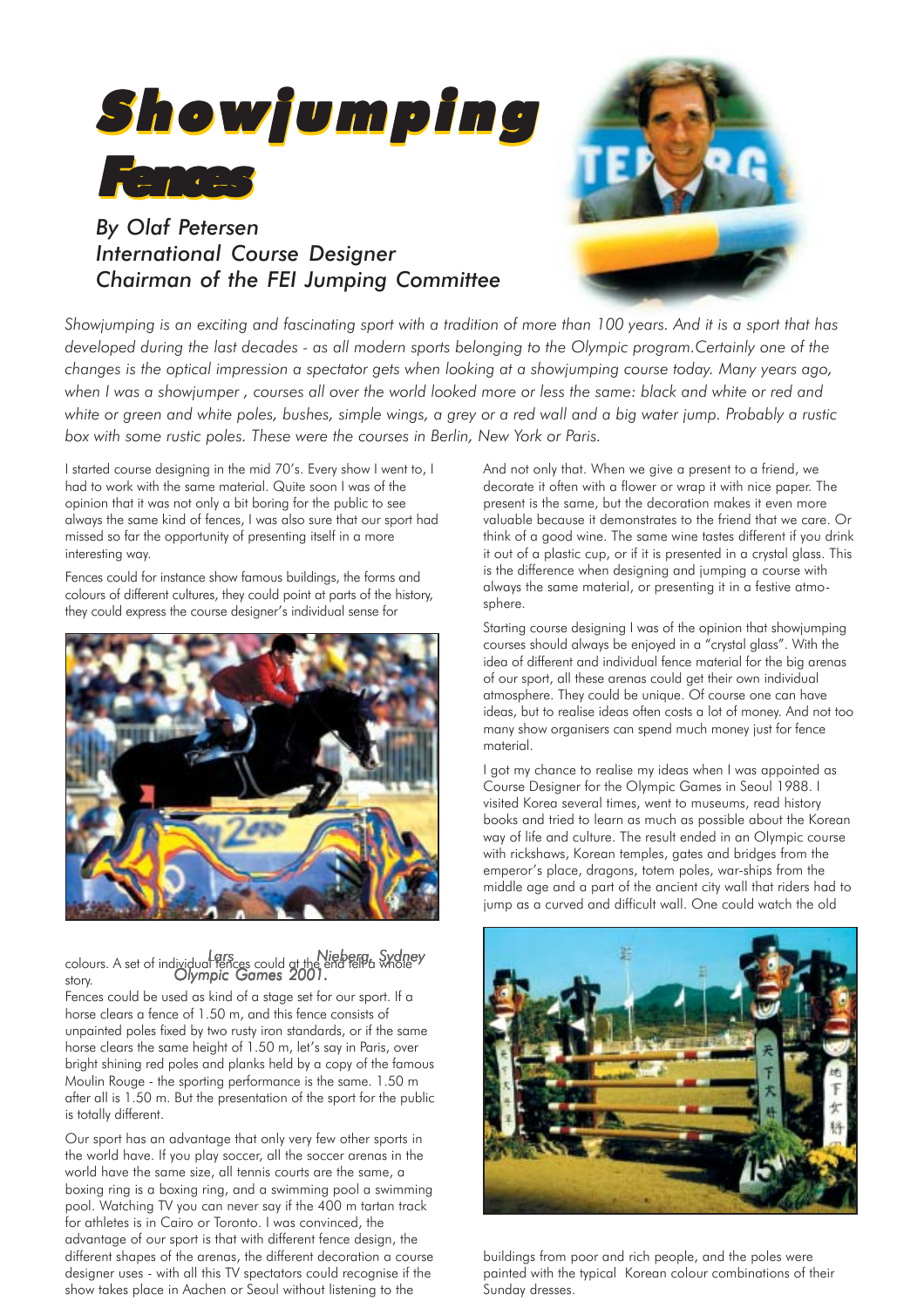# Showjumping Fences

*By Olaf Petersen*
*International Course Designer*
*Chairman of the FEI Jumping Committee*

*Showjumping is an exciting and fascinating sport with a tradition of more than 100 years. And it is a sport that has developed during the last decades - as all modern sports belonging to the Olympic program.Certainly one of the changes is the optical impression a spectator gets when looking at a showjumping course today. Many years ago, when I was a showjumper , courses all over the world looked more or less the same: black and white or red and white or green and white poles, bushes, simple wings, a grey or a red wall and a big water jump. Probably a rustic box with some rustic poles. These were the courses in Berlin, New York or Paris.*

I started course designing in the mid 70's. Every show I went to, I had to work with the same material. Quite soon I was of the opinion that it was not only a bit boring for the public to see always the same kind of fences, I was also sure that our sport had missed so far the opportunity of presenting itself in a more interesting way.

Fences could for instance show famous buildings, the forms and colours of different cultures, they could point at parts of the history, they could express the course designer's individual sense for colours. A set of individual fences could at the end tell a whole story.

*Lars Nieberg, Sydney Olympic Games 2001.*

Fences could be used as kind of a stage set for our sport. If a horse clears a fence of 1.50 m, and this fence consists of unpainted poles fixed by two rusty iron standards, or if the same horse clears the same height of 1.50 m, let's say in Paris, over bright shining red poles and planks held by a copy of the famous Moulin Rouge - the sporting performance is the same. 1.50 m after all is 1.50 m. But the presentation of the sport for the public is totally different.

Our sport has an advantage that only very few other sports in the world have. If you play soccer, all the soccer arenas in the world have the same size, all tennis courts are the same, a boxing ring is a boxing ring, and a swimming pool a swimming pool. Watching TV you can never say if the 400 m tartan track for athletes is in Cairo or Toronto. I was convinced, the advantage of our sport is that with different fence design, the different shapes of the arenas, the different decoration a course designer uses - with all this TV spectators could recognise if the show takes place in Aachen or Seoul without listening to the

And not only that. When we give a present to a friend, we decorate it often with a flower or wrap it with nice paper. The present is the same, but the decoration makes it even more valuable because it demonstrates to the friend that we care. Or think of a good wine. The same wine tastes different if you drink it out of a plastic cup, or if it is presented in a crystal glass. This is the difference when designing and jumping a course with always the same material, or presenting it in a festive atmosphere.

Starting course designing I was of the opinion that showjumping courses should always be enjoyed in a "crystal glass". With the idea of different and individual fence material for the big arenas of our sport, all these arenas could get their own individual atmosphere. They could be unique. Of course one can have ideas, but to realise ideas often costs a lot of money. And not too many show organisers can spend much money just for fence material.

I got my chance to realise my ideas when I was appointed as Course Designer for the Olympic Games in Seoul 1988. I visited Korea several times, went to museums, read history books and tried to learn as much as possible about the Korean way of life and culture. The result ended in an Olympic course with rickshaws, Korean temples, gates and bridges from the emperor's place, dragons, totem poles, war-ships from the middle age and a part of the ancient city wall that riders had to jump as a curved and difficult wall. One could watch the old buildings from poor and rich people, and the poles were painted with the typical Korean colour combinations of their Sunday dresses.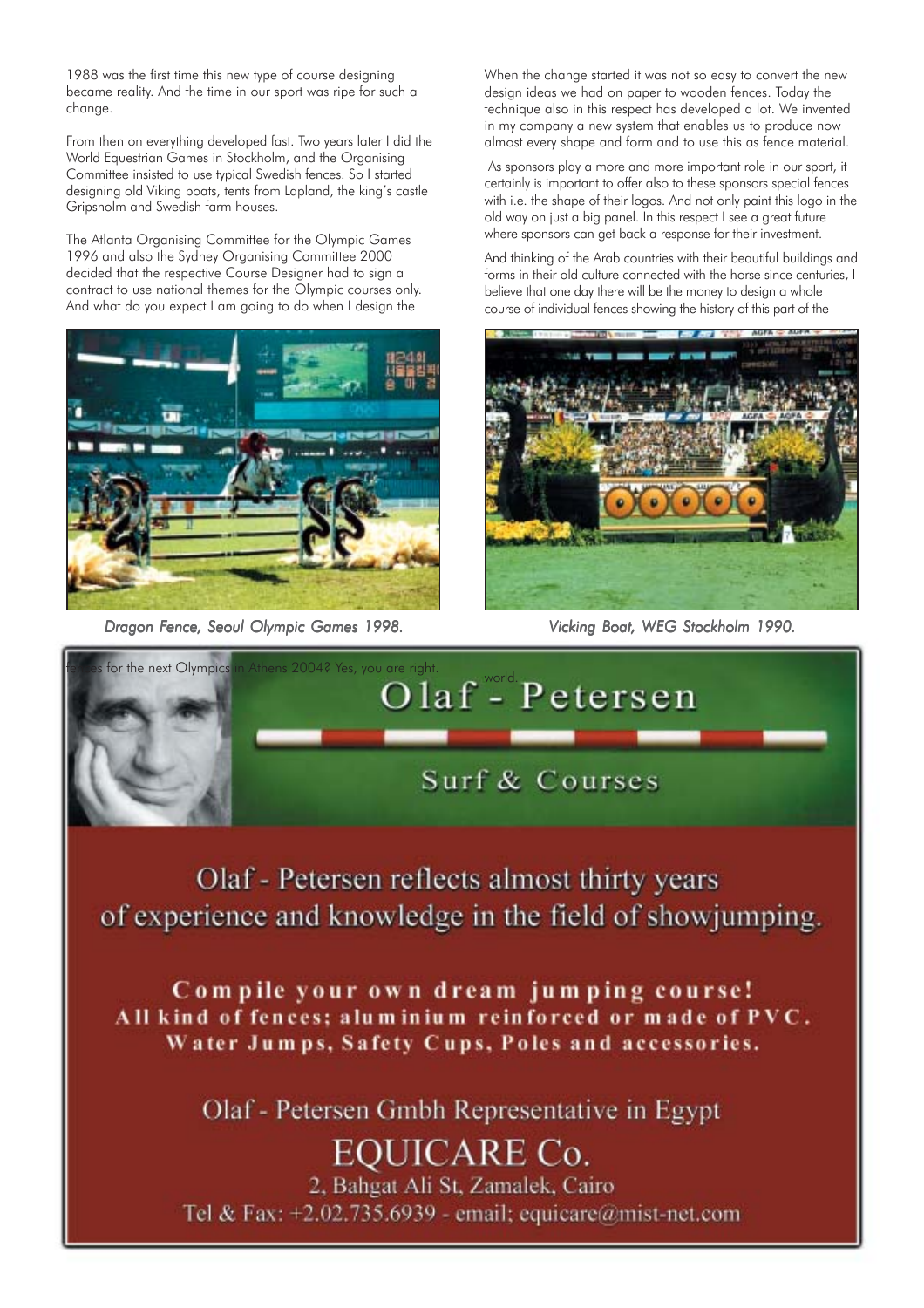1988 was the first time this new type of course designing became reality. And the time in our sport was ripe for such a change.

From then on everything developed fast. Two years later I did the World Equestrian Games in Stockholm, and the Organising Committee insisted to use typical Swedish fences. So I started designing old Viking boats, tents from Lapland, the king's castle Gripsholm and Swedish farm houses.

The Atlanta Organising Committee for the Olympic Games 1996 and also the Sydney Organising Committee 2000 decided that the respective Course Designer had to sign a contract to use national themes for the Olympic courses only. And what do you expect I am going to do when I design the fences for the next Olympics in Athens 2004? Yes, you are right.

*Dragon Fence, Seoul Olympic Games 1998.*

When the change started it was not so easy to convert the new design ideas we had on paper to wooden fences. Today the technique also in this respect has developed a lot. We invented in my company a new system that enables us to produce now almost every shape and form and to use this as fence material.

As sponsors play a more and more important role in our sport, it certainly is important to offer also to these sponsors special fences with i.e. the shape of their logos. And not only paint this logo in the old way on just a big panel. In this respect I see a great future where sponsors can get back a response for their investment.

And thinking of the Arab countries with their beautiful buildings and forms in their old culture connected with the horse since centuries, I believe that one day there will be the money to design a whole course of individual fences showing the history of this part of the world.

*Vicking Boat, WEG Stockholm 1990.*

Olaf - Petersen

Surf & Courses

Olaf - Petersen reflects almost thirty years of experience and knowledge in the field of showjumping.

**Compile your own dream jumping course!**
**All kind of fences; aluminium reinforced or made of PVC.**
**Water Jumps, Safety Cups, Poles and accessories.**

Olaf - Petersen Gmbh Representative in Egypt

EQUICARE Co.

2, Bahgat Ali St, Zamalek, Cairo

Tel & Fax: +2.02.735.6939 - email; equicare@mist-net.com